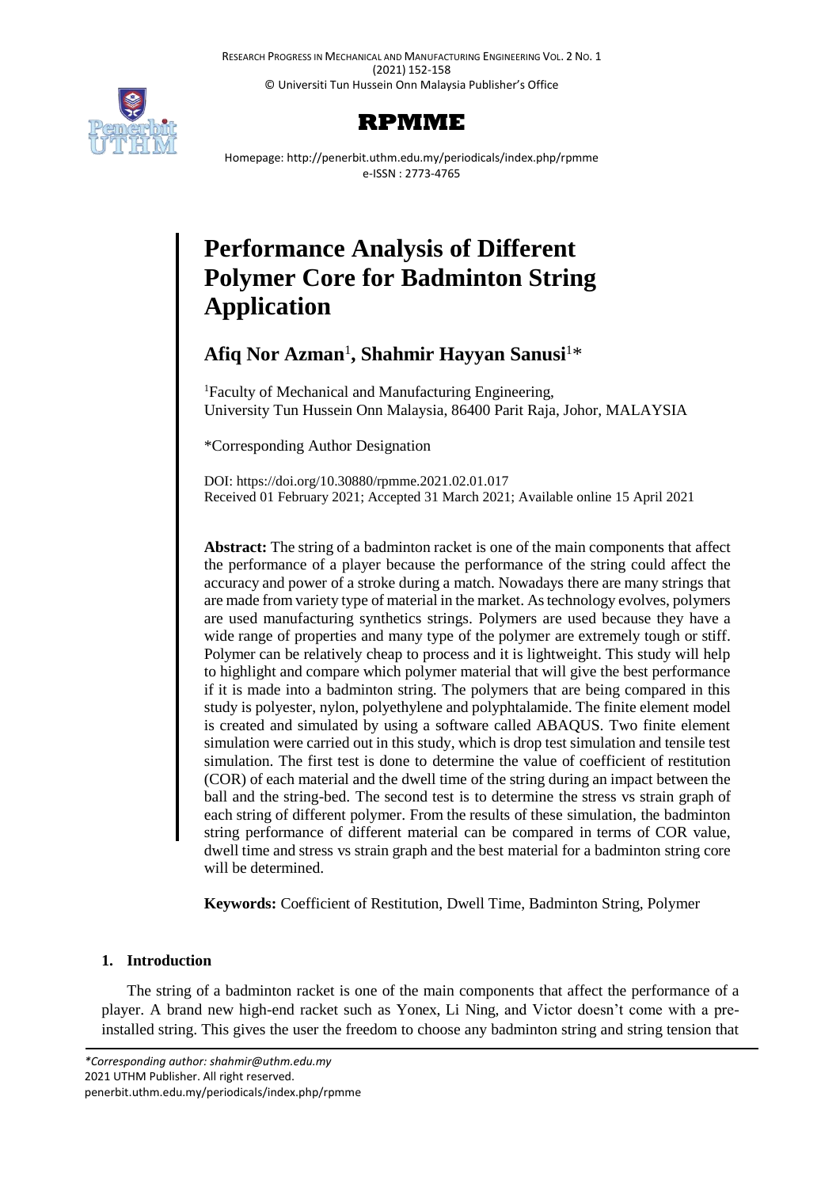# Performance Analysis of Different Polymer Core for Badminton String Application

**Afiq Nor Azman**[1], **Shahmir Hayyan Sanusi**[1]*

[1]Faculty of Mechanical and Manufacturing Engineering, University Tun Hussein Onn Malaysia, 86400 Parit Raja, Johor, MALAYSIA

*Corresponding Author Designation

DOI: https://doi.org/10.30880/rpmme.2021.02.01.017
Received 01 February 2021; Accepted 31 March 2021; Available online 15 April 2021

**Abstract:** The string of a badminton racket is one of the main components that affect the performance of a player because the performance of the string could affect the accuracy and power of a stroke during a match. Nowadays there are many strings that are made from variety type of material in the market. As technology evolves, polymers are used manufacturing synthetics strings. Polymers are used because they have a wide range of properties and many type of the polymer are extremely tough or stiff. Polymer can be relatively cheap to process and it is lightweight. This study will help to highlight and compare which polymer material that will give the best performance if it is made into a badminton string. The polymers that are being compared in this study is polyester, nylon, polyethylene and polyphtalamide. The finite element model is created and simulated by using a software called ABAQUS. Two finite element simulation were carried out in this study, which is drop test simulation and tensile test simulation. The first test is done to determine the value of coefficient of restitution (COR) of each material and the dwell time of the string during an impact between the ball and the string-bed. The second test is to determine the stress vs strain graph of each string of different polymer. From the results of these simulation, the badminton string performance of different material can be compared in terms of COR value, dwell time and stress vs strain graph and the best material for a badminton string core will be determined.

**Keywords:** Coefficient of Restitution, Dwell Time, Badminton String, Polymer

## 1. Introduction

The string of a badminton racket is one of the main components that affect the performance of a player. A brand new high-end racket such as Yonex, Li Ning, and Victor doesn't come with a pre-installed string. This gives the user the freedom to choose any badminton string and string tension that

*Corresponding author: shahmir@uthm.edu.my
2021 UTHM Publisher. All right reserved.
penerbit.uthm.edu.my/periodicals/index.php/rpmme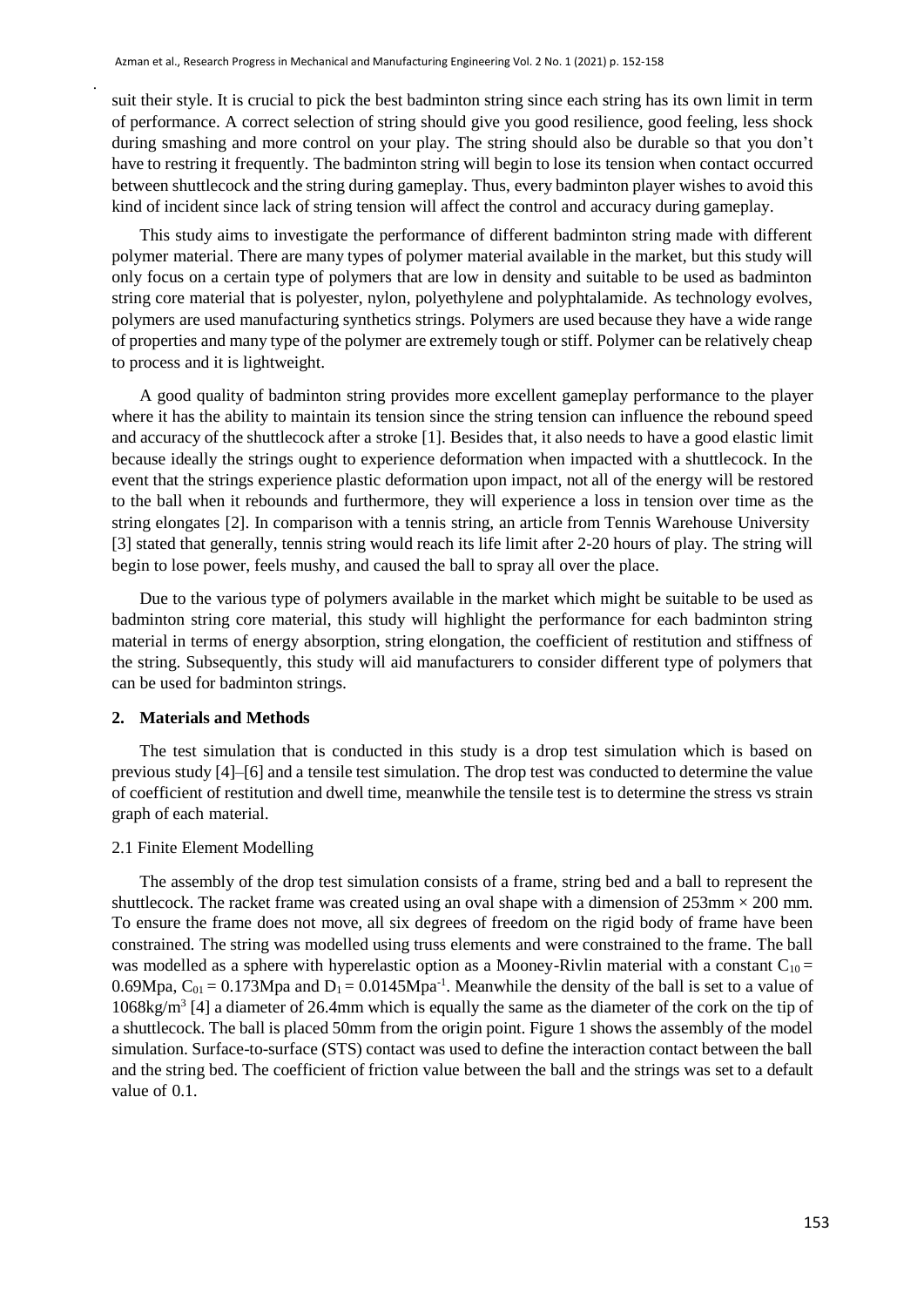suit their style. It is crucial to pick the best badminton string since each string has its own limit in term of performance. A correct selection of string should give you good resilience, good feeling, less shock during smashing and more control on your play. The string should also be durable so that you don't have to restring it frequently. The badminton string will begin to lose its tension when contact occurred between shuttlecock and the string during gameplay. Thus, every badminton player wishes to avoid this kind of incident since lack of string tension will affect the control and accuracy during gameplay.

This study aims to investigate the performance of different badminton string made with different polymer material. There are many types of polymer material available in the market, but this study will only focus on a certain type of polymers that are low in density and suitable to be used as badminton string core material that is polyester, nylon, polyethylene and polyphtalamide. As technology evolves, polymers are used manufacturing synthetics strings. Polymers are used because they have a wide range of properties and many type of the polymer are extremely tough or stiff. Polymer can be relatively cheap to process and it is lightweight.

A good quality of badminton string provides more excellent gameplay performance to the player where it has the ability to maintain its tension since the string tension can influence the rebound speed and accuracy of the shuttlecock after a stroke [1]. Besides that, it also needs to have a good elastic limit because ideally the strings ought to experience deformation when impacted with a shuttlecock. In the event that the strings experience plastic deformation upon impact, not all of the energy will be restored to the ball when it rebounds and furthermore, they will experience a loss in tension over time as the string elongates [2]. In comparison with a tennis string, an article from Tennis Warehouse University [3] stated that generally, tennis string would reach its life limit after 2-20 hours of play. The string will begin to lose power, feels mushy, and caused the ball to spray all over the place.

Due to the various type of polymers available in the market which might be suitable to be used as badminton string core material, this study will highlight the performance for each badminton string material in terms of energy absorption, string elongation, the coefficient of restitution and stiffness of the string. Subsequently, this study will aid manufacturers to consider different type of polymers that can be used for badminton strings.

## 2. Materials and Methods

The test simulation that is conducted in this study is a drop test simulation which is based on previous study [4]–[6] and a tensile test simulation. The drop test was conducted to determine the value of coefficient of restitution and dwell time, meanwhile the tensile test is to determine the stress vs strain graph of each material.

### 2.1 Finite Element Modelling

The assembly of the drop test simulation consists of a frame, string bed and a ball to represent the shuttlecock. The racket frame was created using an oval shape with a dimension of 253mm × 200 mm. To ensure the frame does not move, all six degrees of freedom on the rigid body of frame have been constrained. The string was modelled using truss elements and were constrained to the frame. The ball was modelled as a sphere with hyperelastic option as a Mooney-Rivlin material with a constant $C_{10}$ = 0.69Mpa, $C_{01}$ = 0.173Mpa and $D_1$ = 0.0145Mpa$^{-1}$. Meanwhile the density of the ball is set to a value of 1068kg/m$^3$ [4] a diameter of 26.4mm which is equally the same as the diameter of the cork on the tip of a shuttlecock. The ball is placed 50mm from the origin point. Figure 1 shows the assembly of the model simulation. Surface-to-surface (STS) contact was used to define the interaction contact between the ball and the string bed. The coefficient of friction value between the ball and the strings was set to a default value of 0.1.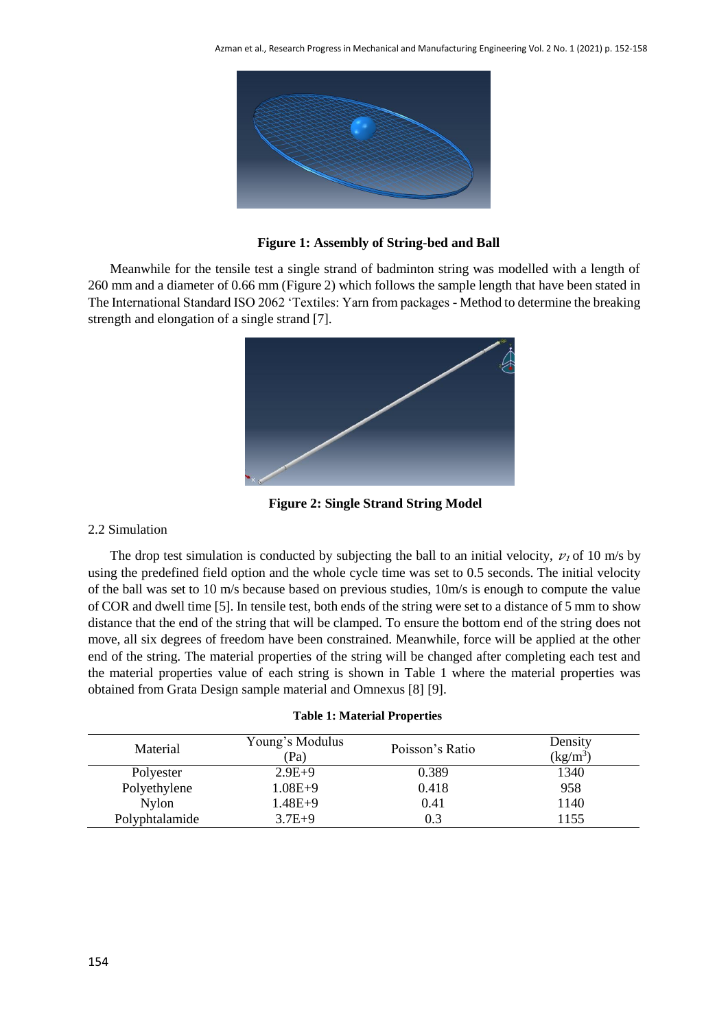**Figure 1: Assembly of String-bed and Ball**

Meanwhile for the tensile test a single strand of badminton string was modelled with a length of 260 mm and a diameter of 0.66 mm (Figure 2) which follows the sample length that have been stated in The International Standard ISO 2062 'Textiles: Yarn from packages - Method to determine the breaking strength and elongation of a single strand [7].

**Figure 2: Single Strand String Model**

## 2.2 Simulation

The drop test simulation is conducted by subjecting the ball to an initial velocity, $v_1$ of 10 m/s by using the predefined field option and the whole cycle time was set to 0.5 seconds. The initial velocity of the ball was set to 10 m/s because based on previous studies, 10m/s is enough to compute the value of COR and dwell time [5]. In tensile test, both ends of the string were set to a distance of 5 mm to show distance that the end of the string that will be clamped. To ensure the bottom end of the string does not move, all six degrees of freedom have been constrained. Meanwhile, force will be applied at the other end of the string. The material properties of the string will be changed after completing each test and the material properties value of each string is shown in Table 1 where the material properties was obtained from Grata Design sample material and Omnexus [8] [9].

**Table 1: Material Properties**

| Material | Young's Modulus (Pa) | Poisson's Ratio | Density ($kg/m^3$) |
|---|---|---|---|
| Polyester | 2.9E+9 | 0.389 | 1340 |
| Polyethylene | 1.08E+9 | 0.418 | 958 |
| Nylon | 1.48E+9 | 0.41 | 1140 |
| Polyphtalamide | 3.7E+9 | 0.3 | 1155 |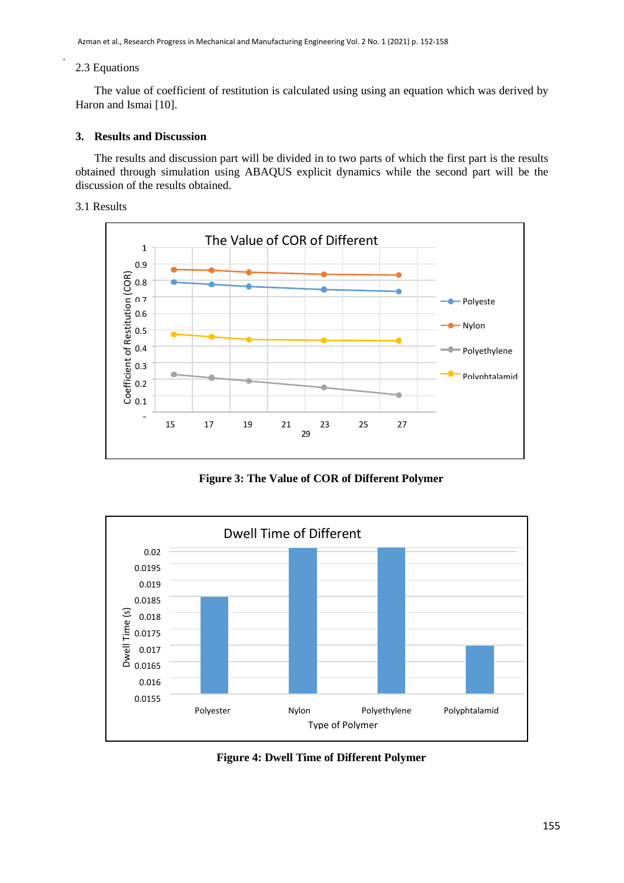2.3 Equations

The value of coefficient of restitution is calculated using using an equation which was derived by Haron and Ismai [10].

### 3. Results and Discussion

The results and discussion part will be divided in to two parts of which the first part is the results obtained through simulation using ABAQUS explicit dynamics while the second part will be the discussion of the results obtained.

3.1 Results

**Figure 3: The Value of COR of Different Polymer**

**Figure 4: Dwell Time of Different Polymer**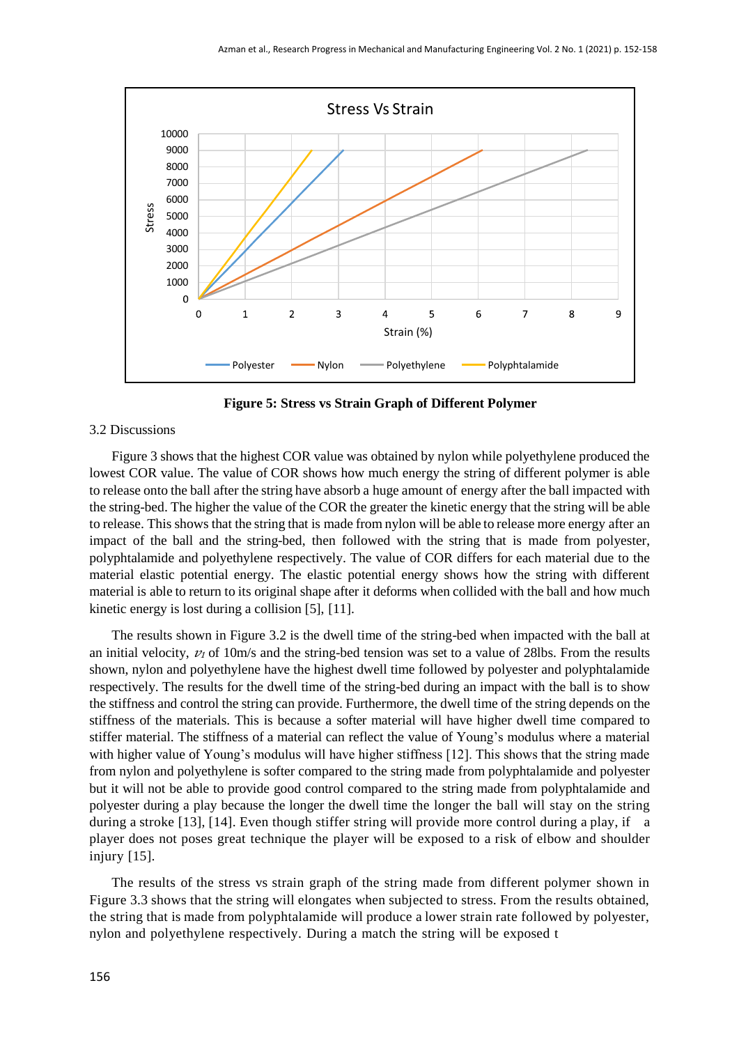**Figure 5: Stress vs Strain Graph of Different Polymer**

3.2 Discussions

Figure 3 shows that the highest COR value was obtained by nylon while polyethylene produced the lowest COR value. The value of COR shows how much energy the string of different polymer is able to release onto the ball after the string have absorb a huge amount of energy after the ball impacted with the string-bed. The higher the value of the COR the greater the kinetic energy that the string will be able to release. This shows that the string that is made from nylon will be able to release more energy after an impact of the ball and the string-bed, then followed with the string that is made from polyester, polyphtalamide and polyethylene respectively. The value of COR differs for each material due to the material elastic potential energy. The elastic potential energy shows how the string with different material is able to return to its original shape after it deforms when collided with the ball and how much kinetic energy is lost during a collision [5], [11].

The results shown in Figure 3.2 is the dwell time of the string-bed when impacted with the ball at an initial velocity, $v_1$ of 10m/s and the string-bed tension was set to a value of 28lbs. From the results shown, nylon and polyethylene have the highest dwell time followed by polyester and polyphtalamide respectively. The results for the dwell time of the string-bed during an impact with the ball is to show the stiffness and control the string can provide. Furthermore, the dwell time of the string depends on the stiffness of the materials. This is because a softer material will have higher dwell time compared to stiffer material. The stiffness of a material can reflect the value of Young's modulus where a material with higher value of Young's modulus will have higher stiffness [12]. This shows that the string made from nylon and polyethylene is softer compared to the string made from polyphtalamide and polyester but it will not be able to provide good control compared to the string made from polyphtalamide and polyester during a play because the longer the dwell time the longer the ball will stay on the string during a stroke [13], [14]. Even though stiffer string will provide more control during a play, if a player does not poses great technique the player will be exposed to a risk of elbow and shoulder injury [15].

The results of the stress vs strain graph of the string made from different polymer shown in Figure 3.3 shows that the string will elongates when subjected to stress. From the results obtained, the string that is made from polyphtalamide will produce a lower strain rate followed by polyester, nylon and polyethylene respectively. During a match the string will be exposed t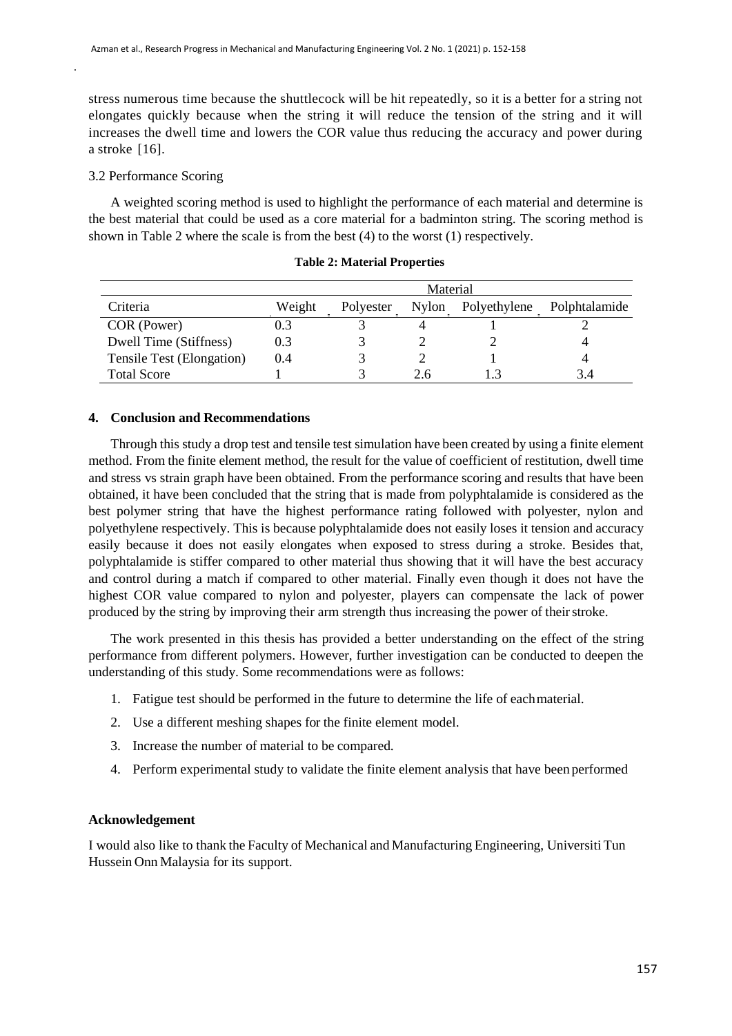stress numerous time because the shuttlecock will be hit repeatedly, so it is a better for a string not elongates quickly because when the string it will reduce the tension of the string and it will increases the dwell time and lowers the COR value thus reducing the accuracy and power during a stroke [16].

### 3.2 Performance Scoring

A weighted scoring method is used to highlight the performance of each material and determine is the best material that could be used as a core material for a badminton string. The scoring method is shown in Table 2 where the scale is from the best (4) to the worst (1) respectively.

**Table 2: Material Properties**

| | | Material | | | |
|---|---|---|---|---|---|
| Criteria | Weight | Polyester | Nylon | Polyethylene | Polphtalamide |
| COR (Power) | 0.3 | 3 | 4 | 1 | 2 |
| Dwell Time (Stiffness) | 0.3 | 3 | 2 | 2 | 4 |
| Tensile Test (Elongation) | 0.4 | 3 | 2 | 1 | 4 |
| Total Score | 1 | 3 | 2.6 | 1.3 | 3.4 |

## 4. Conclusion and Recommendations

Through this study a drop test and tensile test simulation have been created by using a finite element method. From the finite element method, the result for the value of coefficient of restitution, dwell time and stress vs strain graph have been obtained. From the performance scoring and results that have been obtained, it have been concluded that the string that is made from polyphtalamide is considered as the best polymer string that have the highest performance rating followed with polyester, nylon and polyethylene respectively. This is because polyphtalamide does not easily loses it tension and accuracy easily because it does not easily elongates when exposed to stress during a stroke. Besides that, polyphtalamide is stiffer compared to other material thus showing that it will have the best accuracy and control during a match if compared to other material. Finally even though it does not have the highest COR value compared to nylon and polyester, players can compensate the lack of power produced by the string by improving their arm strength thus increasing the power of their stroke.

The work presented in this thesis has provided a better understanding on the effect of the string performance from different polymers. However, further investigation can be conducted to deepen the understanding of this study. Some recommendations were as follows:

1. Fatigue test should be performed in the future to determine the life of each material.
2. Use a different meshing shapes for the finite element model.
3. Increase the number of material to be compared.
4. Perform experimental study to validate the finite element analysis that have been performed

## Acknowledgement

I would also like to thank the Faculty of Mechanical and Manufacturing Engineering, Universiti Tun Hussein Onn Malaysia for its support.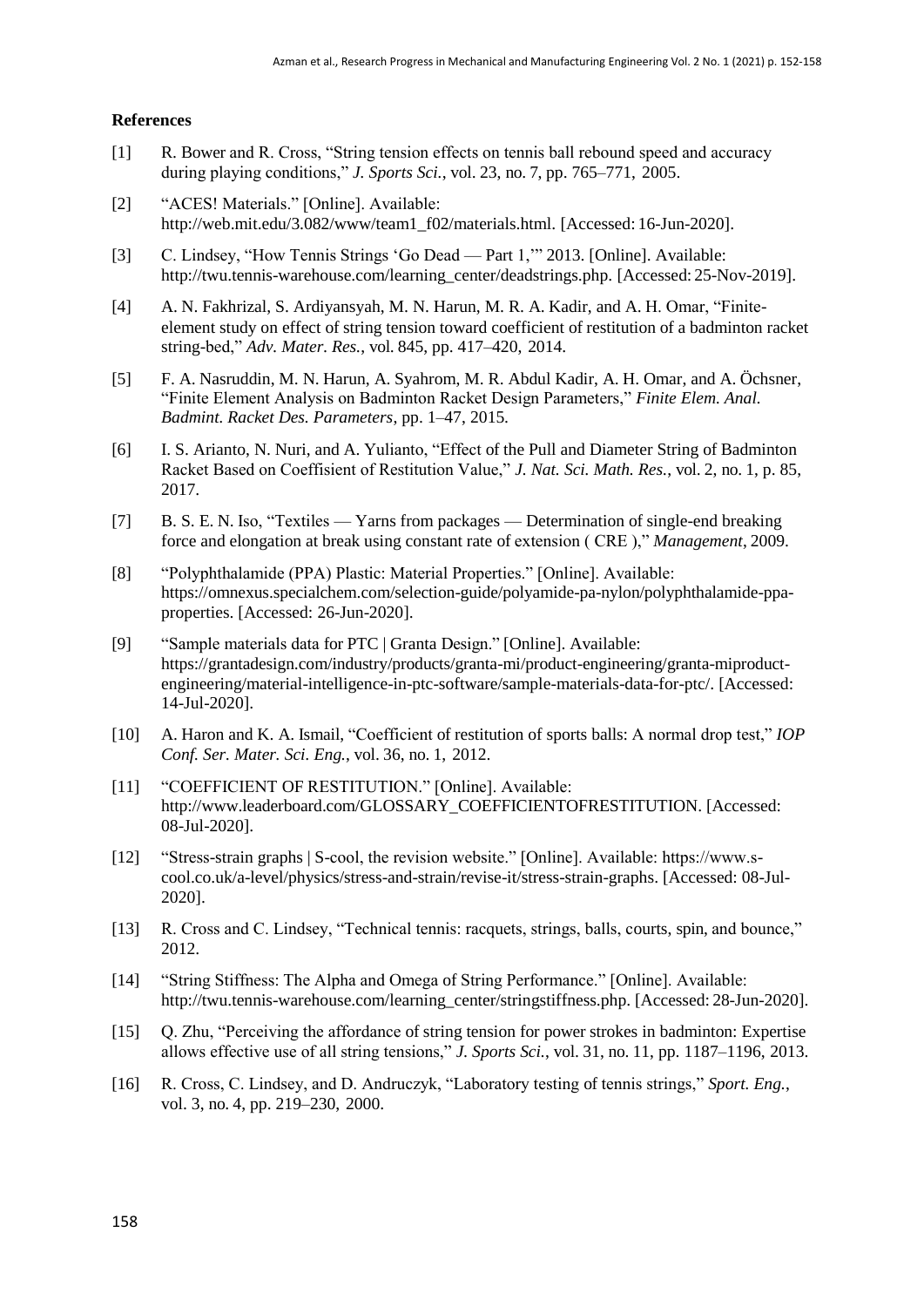## References

[1] R. Bower and R. Cross, "String tension effects on tennis ball rebound speed and accuracy during playing conditions," *J. Sports Sci.*, vol. 23, no. 7, pp. 765–771, 2005.

[2] "ACES! Materials." [Online]. Available: http://web.mit.edu/3.082/www/team1_f02/materials.html. [Accessed: 16-Jun-2020].

[3] C. Lindsey, "How Tennis Strings 'Go Dead — Part 1,'" 2013. [Online]. Available: http://twu.tennis-warehouse.com/learning_center/deadstrings.php. [Accessed: 25-Nov-2019].

[4] A. N. Fakhrizal, S. Ardiyansyah, M. N. Harun, M. R. A. Kadir, and A. H. Omar, "Finite-element study on effect of string tension toward coefficient of restitution of a badminton racket string-bed," *Adv. Mater. Res.*, vol. 845, pp. 417–420, 2014.

[5] F. A. Nasruddin, M. N. Harun, A. Syahrom, M. R. Abdul Kadir, A. H. Omar, and A. Öchsner, "Finite Element Analysis on Badminton Racket Design Parameters," *Finite Elem. Anal. Badmint. Racket Des. Parameters*, pp. 1–47, 2015.

[6] I. S. Arianto, N. Nuri, and A. Yulianto, "Effect of the Pull and Diameter String of Badminton Racket Based on Coeffisient of Restitution Value," *J. Nat. Sci. Math. Res.*, vol. 2, no. 1, p. 85, 2017.

[7] B. S. E. N. Iso, "Textiles — Yarns from packages — Determination of single-end breaking force and elongation at break using constant rate of extension ( CRE )," *Management*, 2009.

[8] "Polyphthalamide (PPA) Plastic: Material Properties." [Online]. Available: https://omnexus.specialchem.com/selection-guide/polyamide-pa-nylon/polyphthalamide-ppa-properties. [Accessed: 26-Jun-2020].

[9] "Sample materials data for PTC | Granta Design." [Online]. Available: https://grantadesign.com/industry/products/granta-mi/product-engineering/granta-miproduct-engineering/material-intelligence-in-ptc-software/sample-materials-data-for-ptc/. [Accessed: 14-Jul-2020].

[10] A. Haron and K. A. Ismail, "Coefficient of restitution of sports balls: A normal drop test," *IOP Conf. Ser. Mater. Sci. Eng.*, vol. 36, no. 1, 2012.

[11] "COEFFICIENT OF RESTITUTION." [Online]. Available: http://www.leaderboard.com/GLOSSARY_COEFFICIENTOFRESTITUTION. [Accessed: 08-Jul-2020].

[12] "Stress-strain graphs | S-cool, the revision website." [Online]. Available: https://www.s-cool.co.uk/a-level/physics/stress-and-strain/revise-it/stress-strain-graphs. [Accessed: 08-Jul-2020].

[13] R. Cross and C. Lindsey, "Technical tennis: racquets, strings, balls, courts, spin, and bounce," 2012.

[14] "String Stiffness: The Alpha and Omega of String Performance." [Online]. Available: http://twu.tennis-warehouse.com/learning_center/stringstiffness.php. [Accessed: 28-Jun-2020].

[15] Q. Zhu, "Perceiving the affordance of string tension for power strokes in badminton: Expertise allows effective use of all string tensions," *J. Sports Sci.*, vol. 31, no. 11, pp. 1187–1196, 2013.

[16] R. Cross, C. Lindsey, and D. Andruczyk, "Laboratory testing of tennis strings," *Sport. Eng.*, vol. 3, no. 4, pp. 219–230, 2000.